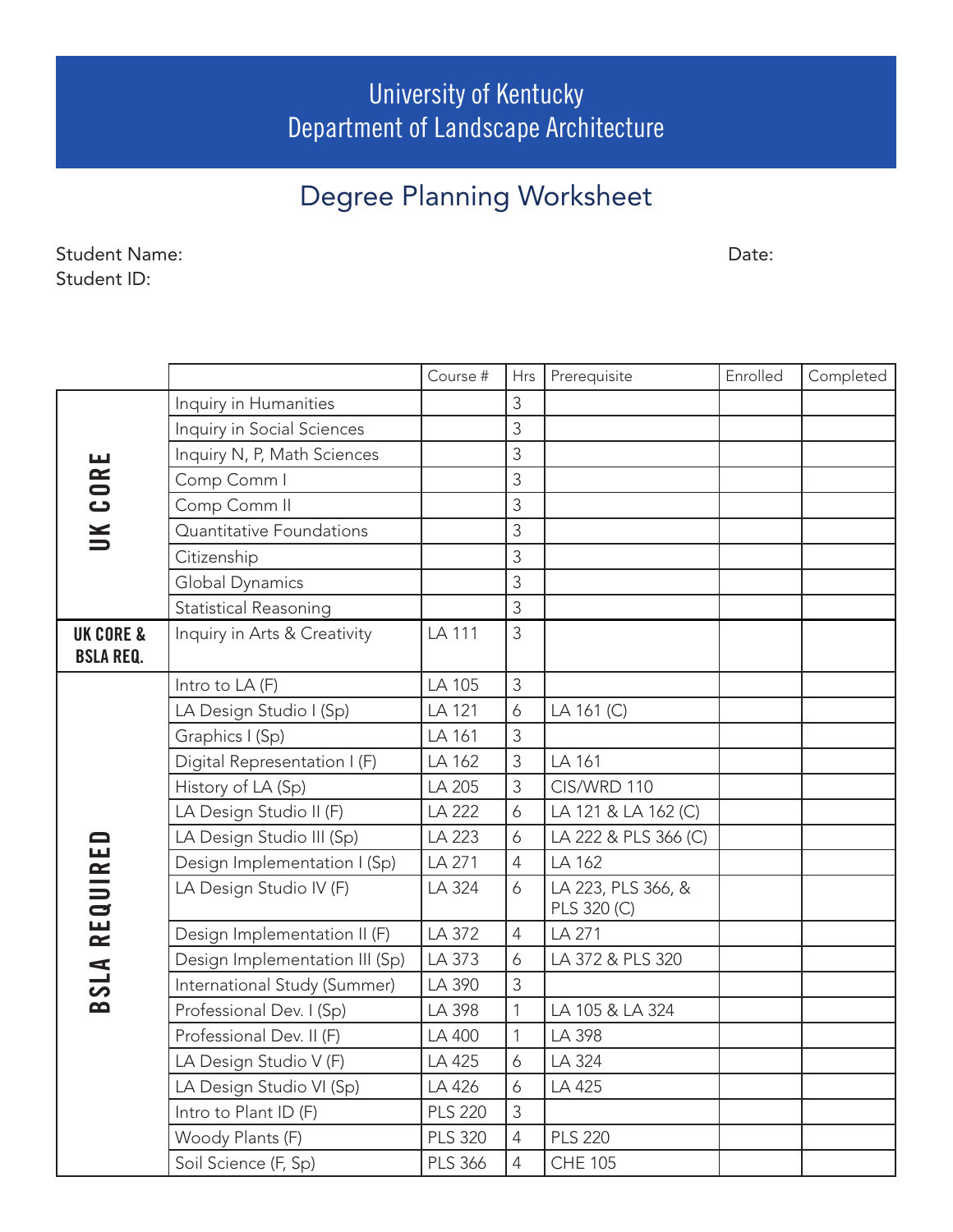# University of Kentucky
# Department of Landscape Architecture

## Degree Planning Worksheet

Student Name: Date:

Student ID:

| | | Course # | Hrs | Prerequisite | Enrolled | Completed |
|---|---|---|---|---|---|---|
| **UK CORE** | Inquiry in Humanities | | 3 | | | |
| | Inquiry in Social Sciences | | 3 | | | |
| | Inquiry N, P, Math Sciences | | 3 | | | |
| | Comp Comm I | | 3 | | | |
| | Comp Comm II | | 3 | | | |
| | Quantitative Foundations | | 3 | | | |
| | Citizenship | | 3 | | | |
| | Global Dynamics | | 3 | | | |
| | Statistical Reasoning | | 3 | | | |
| **UK CORE & BSLA REQ.** | Inquiry in Arts & Creativity | LA 111 | 3 | | | |
| **BSLA REQUIRED** | Intro to LA (F) | LA 105 | 3 | | | |
| | LA Design Studio I (Sp) | LA 121 | 6 | LA 161 (C) | | |
| | Graphics I (Sp) | LA 161 | 3 | | | |
| | Digital Representation I (F) | LA 162 | 3 | LA 161 | | |
| | History of LA (Sp) | LA 205 | 3 | CIS/WRD 110 | | |
| | LA Design Studio II (F) | LA 222 | 6 | LA 121 & LA 162 (C) | | |
| | LA Design Studio III (Sp) | LA 223 | 6 | LA 222 & PLS 366 (C) | | |
| | Design Implementation I (Sp) | LA 271 | 4 | LA 162 | | |
| | LA Design Studio IV (F) | LA 324 | 6 | LA 223, PLS 366, & PLS 320 (C) | | |
| | Design Implementation II (F) | LA 372 | 4 | LA 271 | | |
| | Design Implementation III (Sp) | LA 373 | 6 | LA 372 & PLS 320 | | |
| | International Study (Summer) | LA 390 | 3 | | | |
| | Professional Dev. I (Sp) | LA 398 | 1 | LA 105 & LA 324 | | |
| | Professional Dev. II (F) | LA 400 | 1 | LA 398 | | |
| | LA Design Studio V (F) | LA 425 | 6 | LA 324 | | |
| | LA Design Studio VI (Sp) | LA 426 | 6 | LA 425 | | |
| | Intro to Plant ID (F) | PLS 220 | 3 | | | |
| | Woody Plants (F) | PLS 320 | 4 | PLS 220 | | |
| | Soil Science (F, Sp) | PLS 366 | 4 | CHE 105 | | |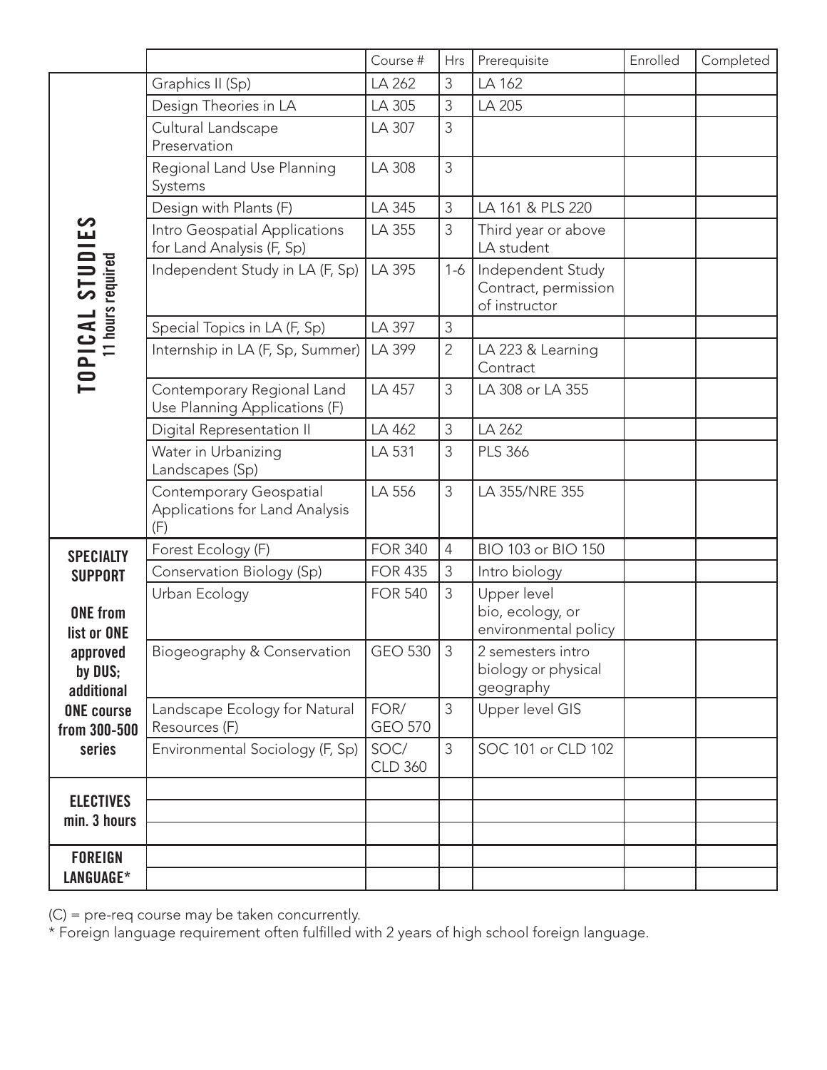| | | Course # | Hrs | Prerequisite | Enrolled | Completed |
|---|---|---|---|---|---|---|
| **TOPICAL STUDIES** 11 hours required | Graphics II (Sp) | LA 262 | 3 | LA 162 | | |
| | Design Theories in LA | LA 305 | 3 | LA 205 | | |
| | Cultural Landscape Preservation | LA 307 | 3 | | | |
| | Regional Land Use Planning Systems | LA 308 | 3 | | | |
| | Design with Plants (F) | LA 345 | 3 | LA 161 & PLS 220 | | |
| | Intro Geospatial Applications for Land Analysis (F, Sp) | LA 355 | 3 | Third year or above LA student | | |
| | Independent Study in LA (F, Sp) | LA 395 | 1-6 | Independent Study Contract, permission of instructor | | |
| | Special Topics in LA (F, Sp) | LA 397 | 3 | | | |
| | Internship in LA (F, Sp, Summer) | LA 399 | 2 | LA 223 & Learning Contract | | |
| | Contemporary Regional Land Use Planning Applications (F) | LA 457 | 3 | LA 308 or LA 355 | | |
| | Digital Representation II | LA 462 | 3 | LA 262 | | |
| | Water in Urbanizing Landscapes (Sp) | LA 531 | 3 | PLS 366 | | |
| | Contemporary Geospatial Applications for Land Analysis (F) | LA 556 | 3 | LA 355/NRE 355 | | |
| **SPECIALTY SUPPORT** **ONE from list or ONE approved by DUS; additional ONE course from 300-500 series** | Forest Ecology (F) | FOR 340 | 4 | BIO 103 or BIO 150 | | |
| | Conservation Biology (Sp) | FOR 435 | 3 | Intro biology | | |
| | Urban Ecology | FOR 540 | 3 | Upper level bio, ecology, or environmental policy | | |
| | Biogeography & Conservation | GEO 530 | 3 | 2 semesters intro biology or physical geography | | |
| | Landscape Ecology for Natural Resources (F) | FOR/ GEO 570 | 3 | Upper level GIS | | |
| | Environmental Sociology (F, Sp) | SOC/ CLD 360 | 3 | SOC 101 or CLD 102 | | |
| **ELECTIVES min. 3 hours** | | | | | | |
| | | | | | | |
| | | | | | | |
| **FOREIGN LANGUAGE*** | | | | | | |
| | | | | | | |

(C) = pre-req course may be taken concurrently.

* Foreign language requirement often fulfilled with 2 years of high school foreign language.